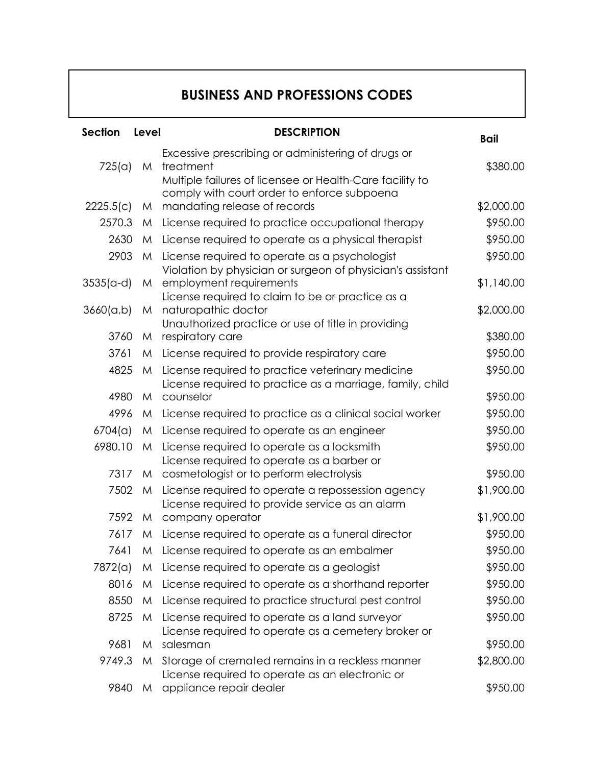# BUSINESS AND PROFESSIONS CODES

| Section | Level | DESCRIPTION | Bail |
|---|---|---|---|
| 725(a) | M | Excessive prescribing or administering of drugs or treatment | $380.00 |
| 2225.5(c) | M | Multiple failures of licensee or Health-Care facility to comply with court order to enforce subpoena mandating release of records | $2,000.00 |
| 2570.3 | M | License required to practice occupational therapy | $950.00 |
| 2630 | M | License required to operate as a physical therapist | $950.00 |
| 2903 | M | License required to operate as a psychologist | $950.00 |
| 3535(a-d) | M | Violation by physician or surgeon of physician's assistant employment requirements | $1,140.00 |
| 3660(a,b) | M | License required to claim to be or practice as a naturopathic doctor | $2,000.00 |
| 3760 | M | Unauthorized practice or use of title in providing respiratory care | $380.00 |
| 3761 | M | License required to provide respiratory care | $950.00 |
| 4825 | M | License required to practice veterinary medicine | $950.00 |
| 4980 | M | License required to practice as a marriage, family, child counselor | $950.00 |
| 4996 | M | License required to practice as a clinical social worker | $950.00 |
| 6704(a) | M | License required to operate as an engineer | $950.00 |
| 6980.10 | M | License required to operate as a locksmith | $950.00 |
| 7317 | M | License required to operate as a barber or cosmetologist or to perform electrolysis | $950.00 |
| 7502 | M | License required to operate a repossession agency | $1,900.00 |
| 7592 | M | License required to provide service as an alarm company operator | $1,900.00 |
| 7617 | M | License required to operate as a funeral director | $950.00 |
| 7641 | M | License required to operate as an embalmer | $950.00 |
| 7872(a) | M | License required to operate as a geologist | $950.00 |
| 8016 | M | License required to operate as a shorthand reporter | $950.00 |
| 8550 | M | License required to practice structural pest control | $950.00 |
| 8725 | M | License required to operate as a land surveyor | $950.00 |
| 9681 | M | License required to operate as a cemetery broker or salesman | $950.00 |
| 9749.3 | M | Storage of cremated remains in a reckless manner | $2,800.00 |
| 9840 | M | License required to operate as an electronic or appliance repair dealer | $950.00 |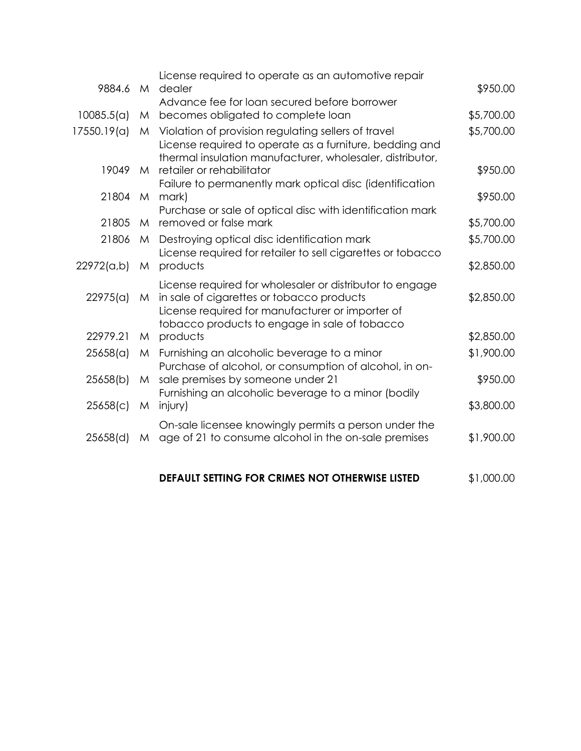| | | | |
|---|---|---|---|
| 9884.6 | M | License required to operate as an automotive repair dealer | $950.00 |
| 10085.5(a) | M | Advance fee for loan secured before borrower becomes obligated to complete loan | $5,700.00 |
| 17550.19(a) | M | Violation of provision regulating sellers of travel | $5,700.00 |
| 19049 | M | License required to operate as a furniture, bedding and thermal insulation manufacturer, wholesaler, distributor, retailer or rehabilitator | $950.00 |
| 21804 | M | Failure to permanently mark optical disc (identification mark) | $950.00 |
| 21805 | M | Purchase or sale of optical disc with identification mark removed or false mark | $5,700.00 |
| 21806 | M | Destroying optical disc identification mark | $5,700.00 |
| 22972(a,b) | M | License required for retailer to sell cigarettes or tobacco products | $2,850.00 |
| 22975(a) | M | License required for wholesaler or distributor to engage in sale of cigarettes or tobacco products | $2,850.00 |
| 22979.21 | M | License required for manufacturer or importer of tobacco products to engage in sale of tobacco products | $2,850.00 |
| 25658(a) | M | Furnishing an alcoholic beverage to a minor | $1,900.00 |
| 25658(b) | M | Purchase of alcohol, or consumption of alcohol, in on-sale premises by someone under 21 | $950.00 |
| 25658(c) | M | Furnishing an alcoholic beverage to a minor (bodily injury) | $3,800.00 |
| 25658(d) | M | On-sale licensee knowingly permits a person under the age of 21 to consume alcohol in the on-sale premises | $1,900.00 |
| | | **DEFAULT SETTING FOR CRIMES NOT OTHERWISE LISTED** | $1,000.00 |